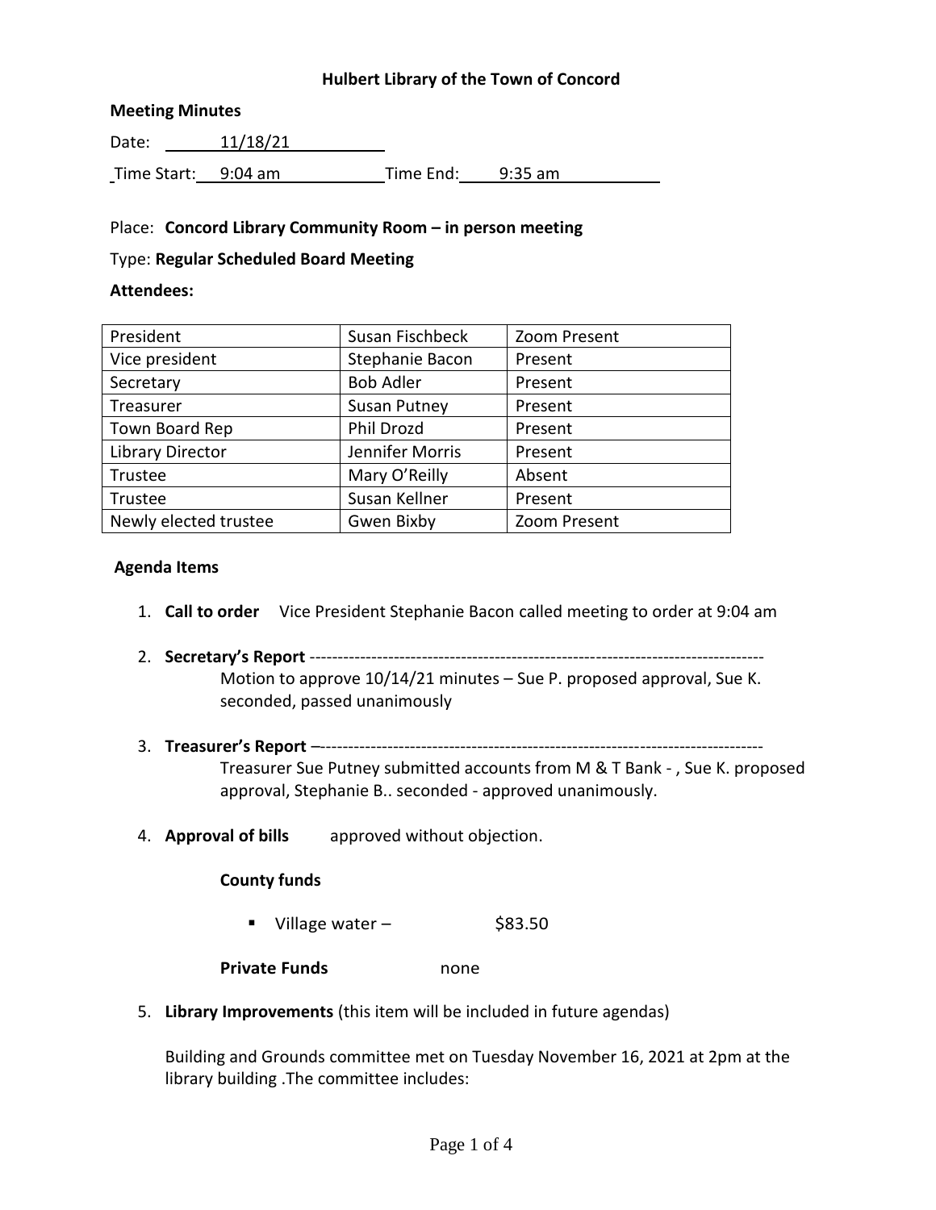# Hulbert Library of the Town of Concord

**Meeting Minutes**

Date: 11/18/21

Time Start: 9:04 am Time End: 9:35 am

Place: **Concord Library Community Room – in person meeting**

Type: **Regular Scheduled Board Meeting**

**Attendees:**

| | | |
|---|---|---|
| President | Susan Fischbeck | Zoom Present |
| Vice president | Stephanie Bacon | Present |
| Secretary | Bob Adler | Present |
| Treasurer | Susan Putney | Present |
| Town Board Rep | Phil Drozd | Present |
| Library Director | Jennifer Morris | Present |
| Trustee | Mary O'Reilly | Absent |
| Trustee | Susan Kellner | Present |
| Newly elected trustee | Gwen Bixby | Zoom Present |

**Agenda Items**

1. **Call to order** Vice President Stephanie Bacon called meeting to order at 9:04 am

2. **Secretary's Report** ---------------------------------------------------------------------------------
   Motion to approve 10/14/21 minutes – Sue P. proposed approval, Sue K. seconded, passed unanimously

3. **Treasurer's Report** –------------------------------------------------------------------------------
   Treasurer Sue Putney submitted accounts from M & T Bank - , Sue K. proposed approval, Stephanie B.. seconded - approved unanimously.

4. **Approval of bills** approved without objection.

   **County funds**

   - Village water – $83.50

   **Private Funds** none

5. **Library Improvements** (this item will be included in future agendas)

   Building and Grounds committee met on Tuesday November 16, 2021 at 2pm at the library building .The committee includes: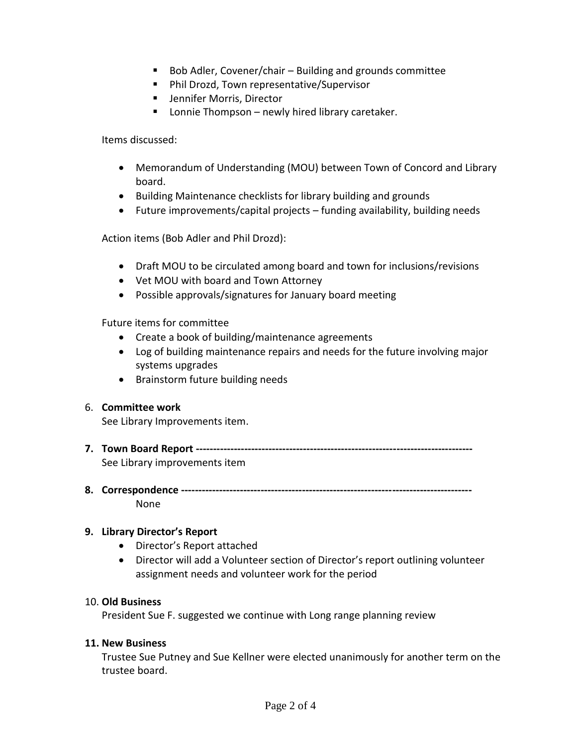- Bob Adler, Covener/chair – Building and grounds committee
- Phil Drozd, Town representative/Supervisor
- Jennifer Morris, Director
- Lonnie Thompson – newly hired library caretaker.

Items discussed:

- Memorandum of Understanding (MOU) between Town of Concord and Library board.
- Building Maintenance checklists for library building and grounds
- Future improvements/capital projects – funding availability, building needs

Action items (Bob Adler and Phil Drozd):

- Draft MOU to be circulated among board and town for inclusions/revisions
- Vet MOU with board and Town Attorney
- Possible approvals/signatures for January board meeting

Future items for committee

- Create a book of building/maintenance agreements
- Log of building maintenance repairs and needs for the future involving major systems upgrades
- Brainstorm future building needs

6. **Committee work**
   See Library Improvements item.

7. **Town Board Report -------------------------------------------------------------------------------**
   See Library improvements item

8. **Correspondence ----------------------------------------------------------------------------------**
   None

9. **Library Director's Report**
   - Director's Report attached
   - Director will add a Volunteer section of Director's report outlining volunteer assignment needs and volunteer work for the period

10. **Old Business**
    President Sue F. suggested we continue with Long range planning review

11. **New Business**
    Trustee Sue Putney and Sue Kellner were elected unanimously for another term on the trustee board.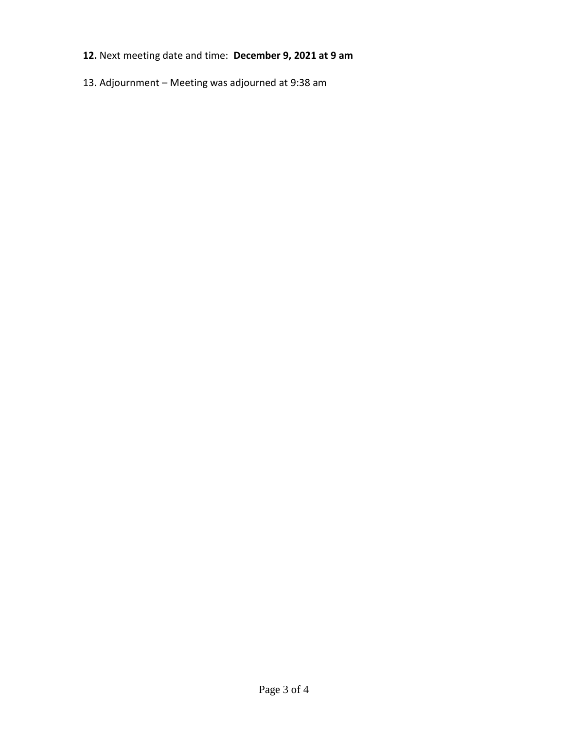**12.** Next meeting date and time: **December 9, 2021 at 9 am**

13. Adjournment – Meeting was adjourned at 9:38 am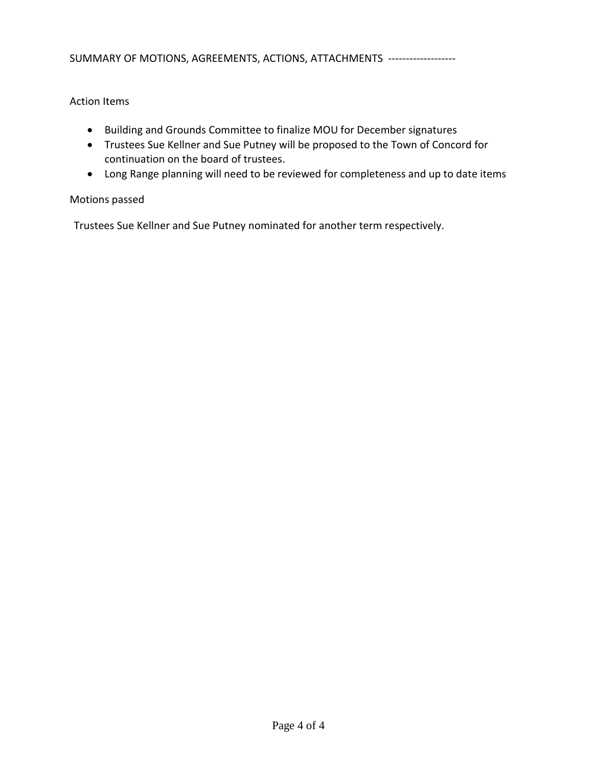SUMMARY OF MOTIONS, AGREEMENTS, ACTIONS, ATTACHMENTS -------------------

Action Items

- Building and Grounds Committee to finalize MOU for December signatures
- Trustees Sue Kellner and Sue Putney will be proposed to the Town of Concord for continuation on the board of trustees.
- Long Range planning will need to be reviewed for completeness and up to date items

Motions passed

Trustees Sue Kellner and Sue Putney nominated for another term respectively.